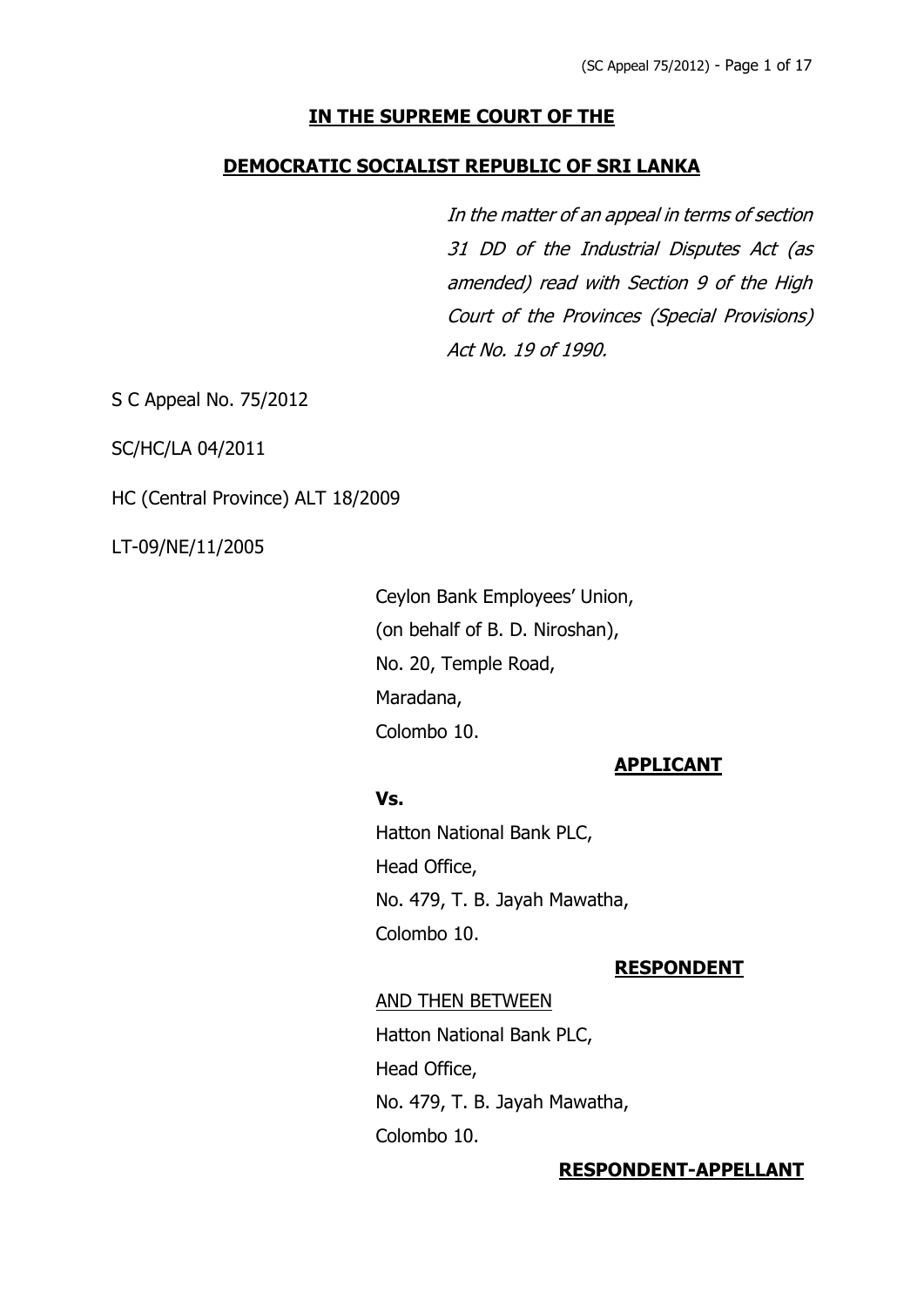**IN THE SUPREME COURT OF THE**

**DEMOCRATIC SOCIALIST REPUBLIC OF SRI LANKA**

*In the matter of an appeal in terms of section 31 DD of the Industrial Disputes Act (as amended) read with Section 9 of the High Court of the Provinces (Special Provisions) Act No. 19 of 1990.*

S C Appeal No. 75/2012

SC/HC/LA 04/2011

HC (Central Province) ALT 18/2009

LT-09/NE/11/2005

Ceylon Bank Employees' Union,
(on behalf of B. D. Niroshan),
No. 20, Temple Road,
Maradana,
Colombo 10.

**APPLICANT**

**Vs.**

Hatton National Bank PLC,
Head Office,
No. 479, T. B. Jayah Mawatha,
Colombo 10.

**RESPONDENT**

AND THEN BETWEEN

Hatton National Bank PLC,
Head Office,
No. 479, T. B. Jayah Mawatha,
Colombo 10.

**RESPONDENT-APPELLANT**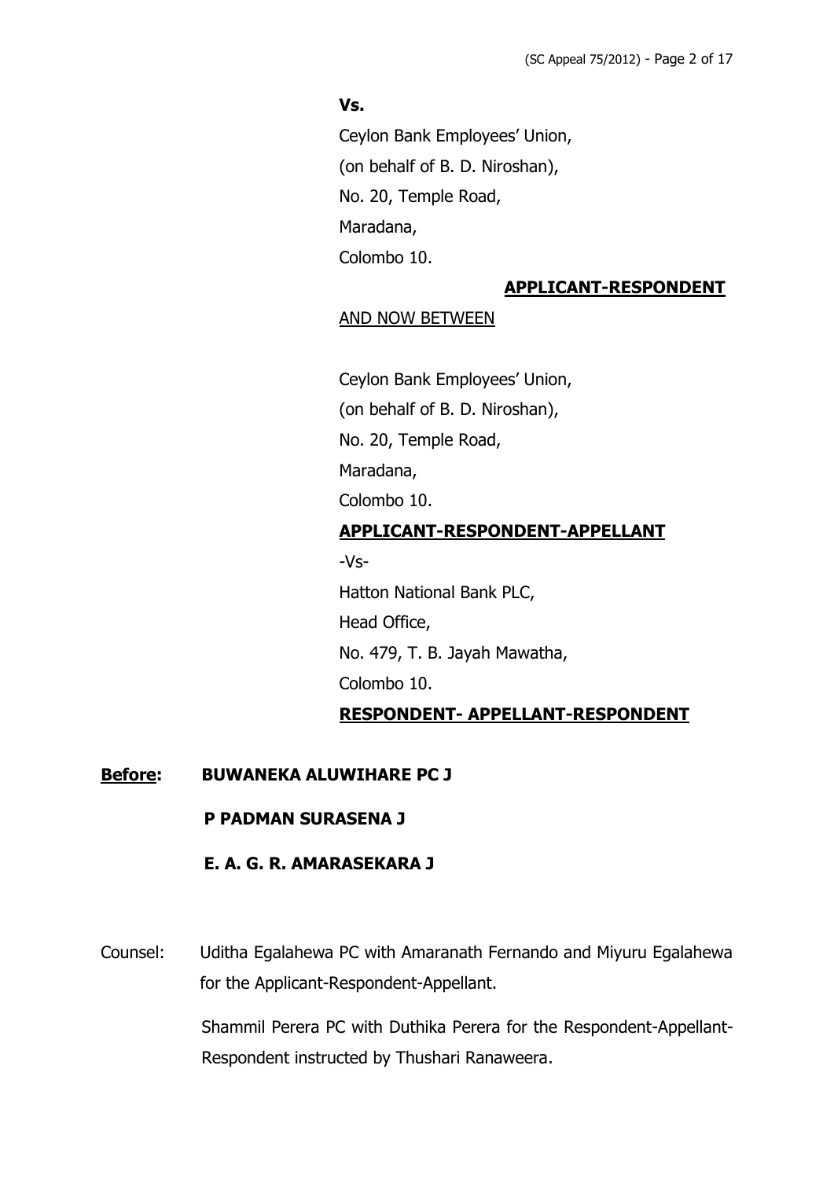**Vs.**

Ceylon Bank Employees' Union,
(on behalf of B. D. Niroshan),
No. 20, Temple Road,
Maradana,
Colombo 10.

**APPLICANT-RESPONDENT**

AND NOW BETWEEN

Ceylon Bank Employees' Union,
(on behalf of B. D. Niroshan),
No. 20, Temple Road,
Maradana,
Colombo 10.

**APPLICANT-RESPONDENT-APPELLANT**

-Vs-

Hatton National Bank PLC,
Head Office,
No. 479, T. B. Jayah Mawatha,
Colombo 10.

**RESPONDENT- APPELLANT-RESPONDENT**

**Before:** **BUWANEKA ALUWIHARE PC J**

**P PADMAN SURASENA J**

**E. A. G. R. AMARASEKARA J**

Counsel: Uditha Egalahewa PC with Amaranath Fernando and Miyuru Egalahewa for the Applicant-Respondent-Appellant.

Shammil Perera PC with Duthika Perera for the Respondent-Appellant-Respondent instructed by Thushari Ranaweera.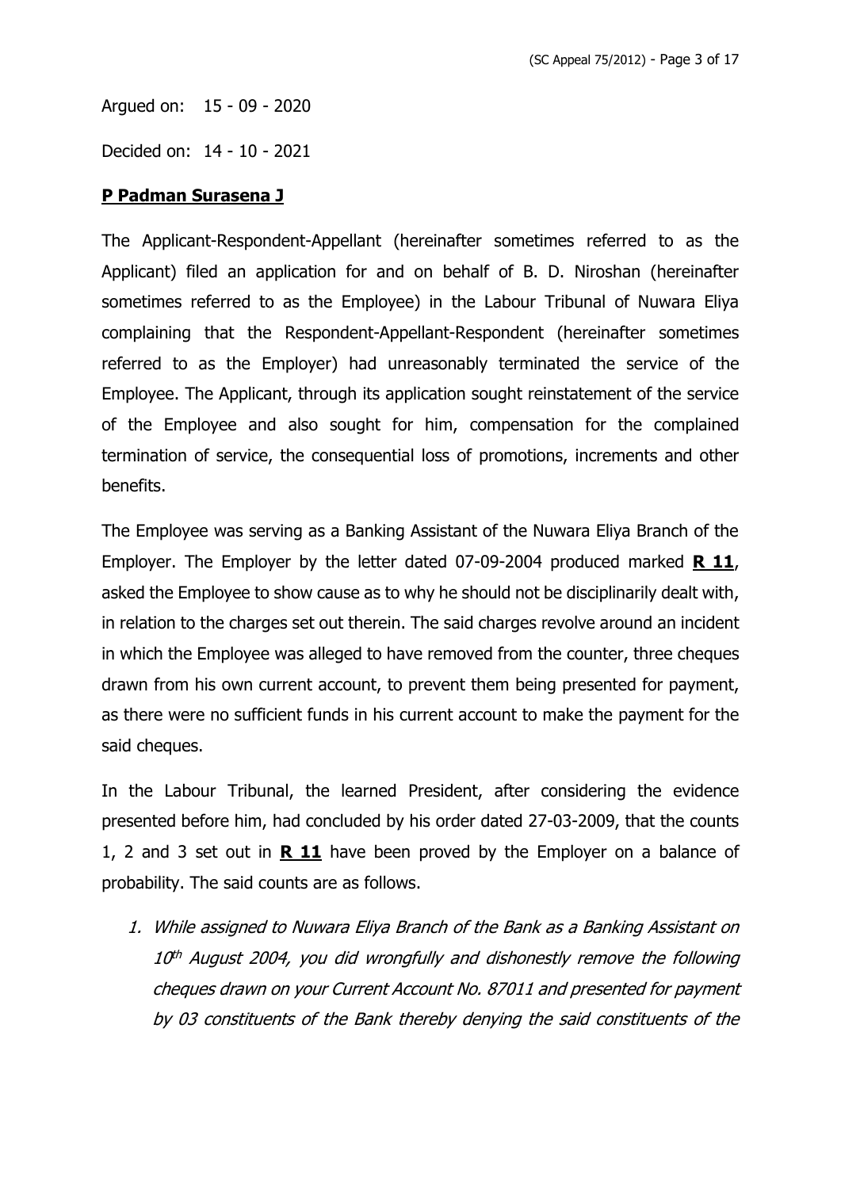Argued on: 15 - 09 - 2020

Decided on: 14 - 10 - 2021

**P Padman Surasena J**

The Applicant-Respondent-Appellant (hereinafter sometimes referred to as the Applicant) filed an application for and on behalf of B. D. Niroshan (hereinafter sometimes referred to as the Employee) in the Labour Tribunal of Nuwara Eliya complaining that the Respondent-Appellant-Respondent (hereinafter sometimes referred to as the Employer) had unreasonably terminated the service of the Employee. The Applicant, through its application sought reinstatement of the service of the Employee and also sought for him, compensation for the complained termination of service, the consequential loss of promotions, increments and other benefits.

The Employee was serving as a Banking Assistant of the Nuwara Eliya Branch of the Employer. The Employer by the letter dated 07-09-2004 produced marked **R 11**, asked the Employee to show cause as to why he should not be disciplinarily dealt with, in relation to the charges set out therein. The said charges revolve around an incident in which the Employee was alleged to have removed from the counter, three cheques drawn from his own current account, to prevent them being presented for payment, as there were no sufficient funds in his current account to make the payment for the said cheques.

In the Labour Tribunal, the learned President, after considering the evidence presented before him, had concluded by his order dated 27-03-2009, that the counts 1, 2 and 3 set out in **R 11** have been proved by the Employer on a balance of probability. The said counts are as follows.

1. *While assigned to Nuwara Eliya Branch of the Bank as a Banking Assistant on 10th August 2004, you did wrongfully and dishonestly remove the following cheques drawn on your Current Account No. 87011 and presented for payment by 03 constituents of the Bank thereby denying the said constituents of the*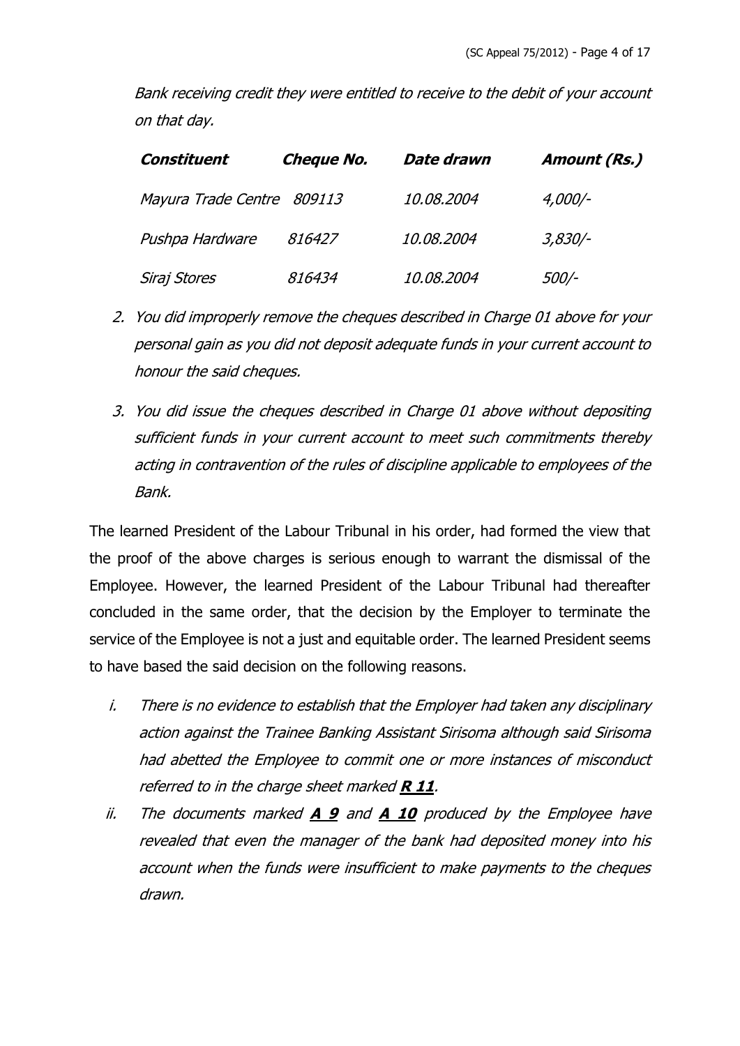*Bank receiving credit they were entitled to receive to the debit of your account on that day.*

| ***Constituent*** | ***Cheque No.*** | ***Date drawn*** | ***Amount (Rs.)*** |
|---|---|---|---|
| *Mayura Trade Centre* | *809113* | *10.08.2004* | *4,000/-* |
| *Pushpa Hardware* | *816427* | *10.08.2004* | *3,830/-* |
| *Siraj Stores* | *816434* | *10.08.2004* | *500/-* |

2. *You did improperly remove the cheques described in Charge 01 above for your personal gain as you did not deposit adequate funds in your current account to honour the said cheques.*

3. *You did issue the cheques described in Charge 01 above without depositing sufficient funds in your current account to meet such commitments thereby acting in contravention of the rules of discipline applicable to employees of the Bank.*

The learned President of the Labour Tribunal in his order, had formed the view that the proof of the above charges is serious enough to warrant the dismissal of the Employee. However, the learned President of the Labour Tribunal had thereafter concluded in the same order, that the decision by the Employer to terminate the service of the Employee is not a just and equitable order. The learned President seems to have based the said decision on the following reasons.

i. *There is no evidence to establish that the Employer had taken any disciplinary action against the Trainee Banking Assistant Sirisoma although said Sirisoma had abetted the Employee to commit one or more instances of misconduct referred to in the charge sheet marked* ***R 11***.

ii. *The documents marked* ***A 9*** *and* ***A 10*** *produced by the Employee have revealed that even the manager of the bank had deposited money into his account when the funds were insufficient to make payments to the cheques drawn.*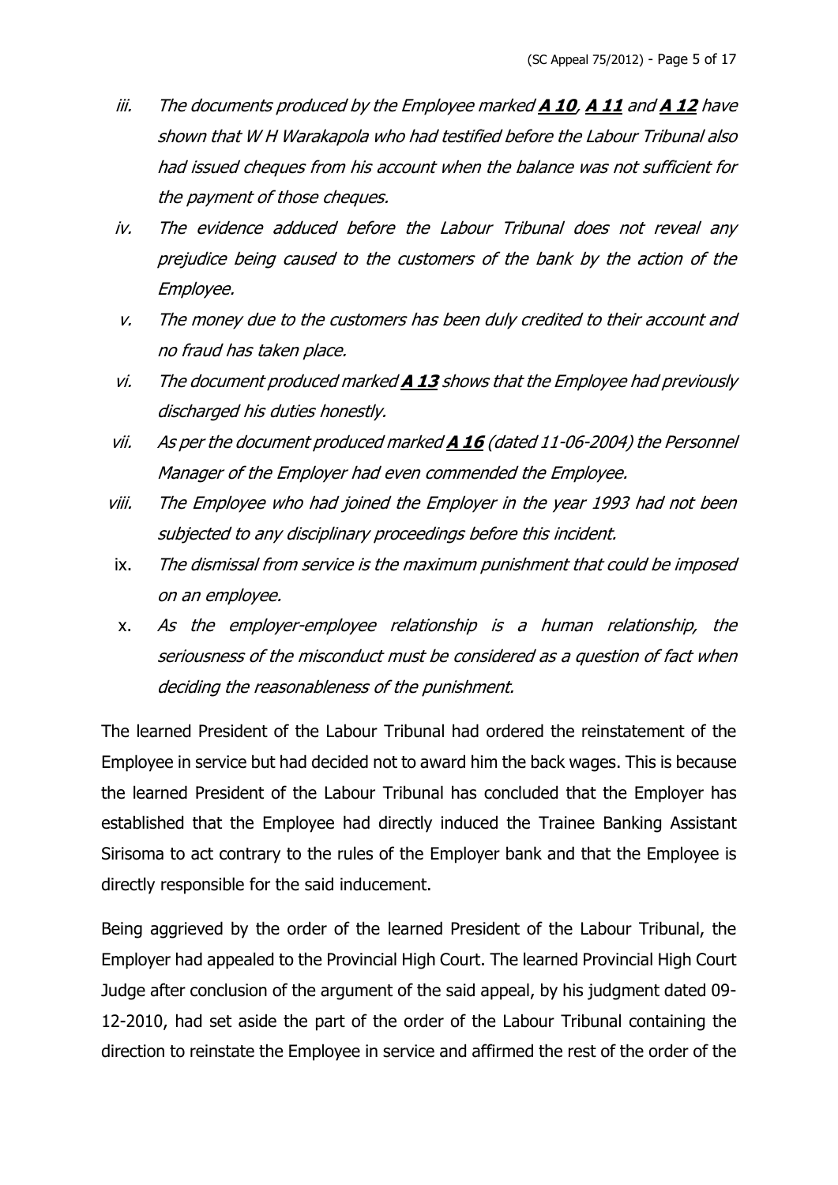iii. *The documents produced by the Employee marked **A 10**, **A 11** and **A 12** have shown that W H Warakapola who had testified before the Labour Tribunal also had issued cheques from his account when the balance was not sufficient for the payment of those cheques.*

iv. *The evidence adduced before the Labour Tribunal does not reveal any prejudice being caused to the customers of the bank by the action of the Employee.*

v. *The money due to the customers has been duly credited to their account and no fraud has taken place.*

vi. *The document produced marked **A 13** shows that the Employee had previously discharged his duties honestly.*

vii. *As per the document produced marked **A 16** (dated 11-06-2004) the Personnel Manager of the Employer had even commended the Employee.*

viii. *The Employee who had joined the Employer in the year 1993 had not been subjected to any disciplinary proceedings before this incident.*

ix. *The dismissal from service is the maximum punishment that could be imposed on an employee.*

x. *As the employer-employee relationship is a human relationship, the seriousness of the misconduct must be considered as a question of fact when deciding the reasonableness of the punishment.*

The learned President of the Labour Tribunal had ordered the reinstatement of the Employee in service but had decided not to award him the back wages. This is because the learned President of the Labour Tribunal has concluded that the Employer has established that the Employee had directly induced the Trainee Banking Assistant Sirisoma to act contrary to the rules of the Employer bank and that the Employee is directly responsible for the said inducement.

Being aggrieved by the order of the learned President of the Labour Tribunal, the Employer had appealed to the Provincial High Court. The learned Provincial High Court Judge after conclusion of the argument of the said appeal, by his judgment dated 09-12-2010, had set aside the part of the order of the Labour Tribunal containing the direction to reinstate the Employee in service and affirmed the rest of the order of the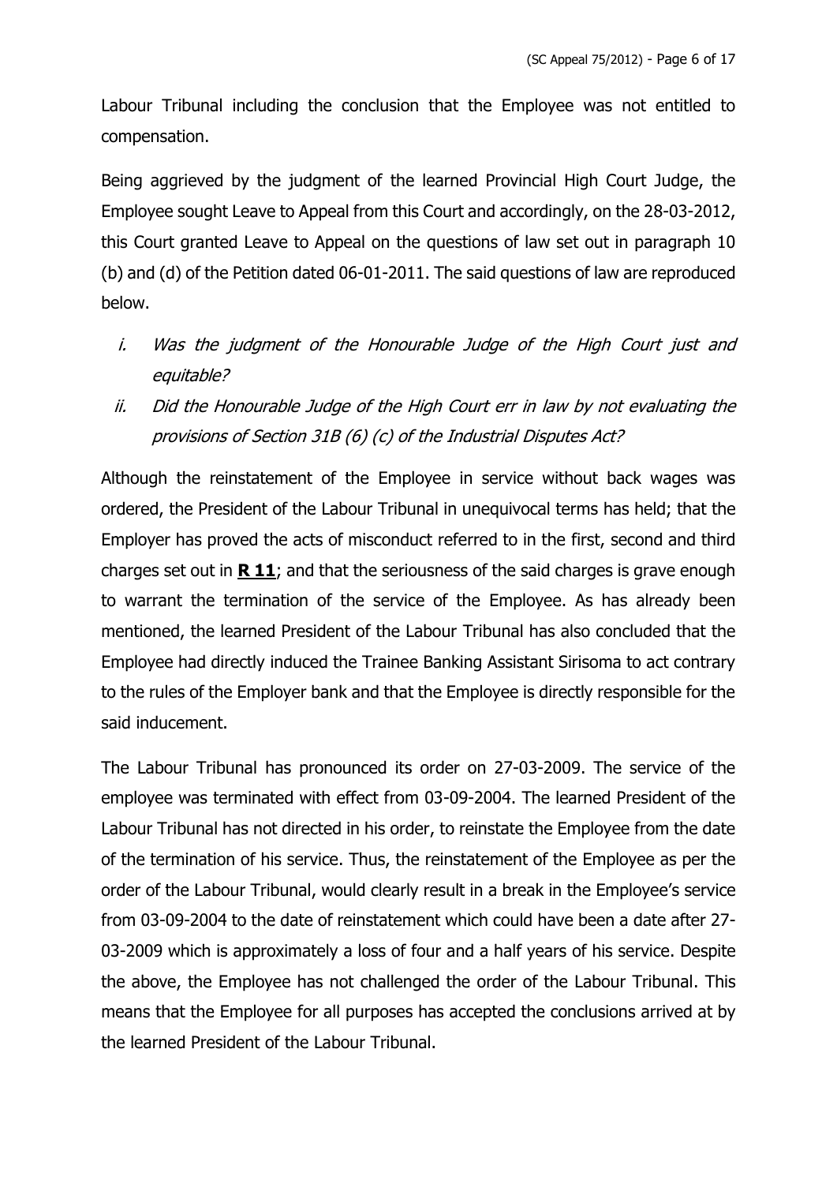Labour Tribunal including the conclusion that the Employee was not entitled to compensation.

Being aggrieved by the judgment of the learned Provincial High Court Judge, the Employee sought Leave to Appeal from this Court and accordingly, on the 28-03-2012, this Court granted Leave to Appeal on the questions of law set out in paragraph 10 (b) and (d) of the Petition dated 06-01-2011. The said questions of law are reproduced below.

i. *Was the judgment of the Honourable Judge of the High Court just and equitable?*
ii. *Did the Honourable Judge of the High Court err in law by not evaluating the provisions of Section 31B (6) (c) of the Industrial Disputes Act?*

Although the reinstatement of the Employee in service without back wages was ordered, the President of the Labour Tribunal in unequivocal terms has held; that the Employer has proved the acts of misconduct referred to in the first, second and third charges set out in **R 11**; and that the seriousness of the said charges is grave enough to warrant the termination of the service of the Employee. As has already been mentioned, the learned President of the Labour Tribunal has also concluded that the Employee had directly induced the Trainee Banking Assistant Sirisoma to act contrary to the rules of the Employer bank and that the Employee is directly responsible for the said inducement.

The Labour Tribunal has pronounced its order on 27-03-2009. The service of the employee was terminated with effect from 03-09-2004. The learned President of the Labour Tribunal has not directed in his order, to reinstate the Employee from the date of the termination of his service. Thus, the reinstatement of the Employee as per the order of the Labour Tribunal, would clearly result in a break in the Employee's service from 03-09-2004 to the date of reinstatement which could have been a date after 27-03-2009 which is approximately a loss of four and a half years of his service. Despite the above, the Employee has not challenged the order of the Labour Tribunal. This means that the Employee for all purposes has accepted the conclusions arrived at by the learned President of the Labour Tribunal.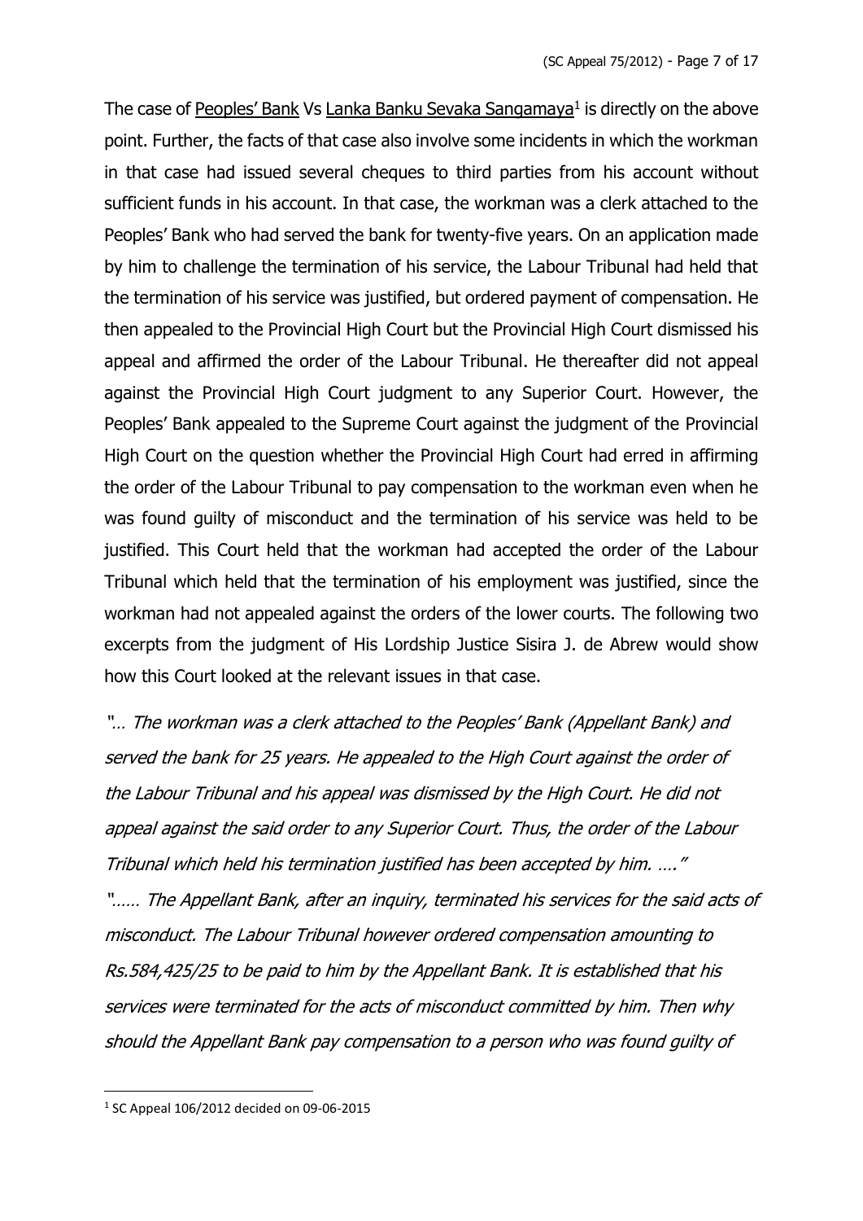The case of Peoples' Bank Vs Lanka Banku Sevaka Sangamaya[1] is directly on the above point. Further, the facts of that case also involve some incidents in which the workman in that case had issued several cheques to third parties from his account without sufficient funds in his account. In that case, the workman was a clerk attached to the Peoples' Bank who had served the bank for twenty-five years. On an application made by him to challenge the termination of his service, the Labour Tribunal had held that the termination of his service was justified, but ordered payment of compensation. He then appealed to the Provincial High Court but the Provincial High Court dismissed his appeal and affirmed the order of the Labour Tribunal. He thereafter did not appeal against the Provincial High Court judgment to any Superior Court. However, the Peoples' Bank appealed to the Supreme Court against the judgment of the Provincial High Court on the question whether the Provincial High Court had erred in affirming the order of the Labour Tribunal to pay compensation to the workman even when he was found guilty of misconduct and the termination of his service was held to be justified. This Court held that the workman had accepted the order of the Labour Tribunal which held that the termination of his employment was justified, since the workman had not appealed against the orders of the lower courts. The following two excerpts from the judgment of His Lordship Justice Sisira J. de Abrew would show how this Court looked at the relevant issues in that case.

*"… The workman was a clerk attached to the Peoples' Bank (Appellant Bank) and served the bank for 25 years. He appealed to the High Court against the order of the Labour Tribunal and his appeal was dismissed by the High Court. He did not appeal against the said order to any Superior Court. Thus, the order of the Labour Tribunal which held his termination justified has been accepted by him. …."*

*"…… The Appellant Bank, after an inquiry, terminated his services for the said acts of misconduct. The Labour Tribunal however ordered compensation amounting to Rs.584,425/25 to be paid to him by the Appellant Bank. It is established that his services were terminated for the acts of misconduct committed by him. Then why should the Appellant Bank pay compensation to a person who was found guilty of*

---

[1] SC Appeal 106/2012 decided on 09-06-2015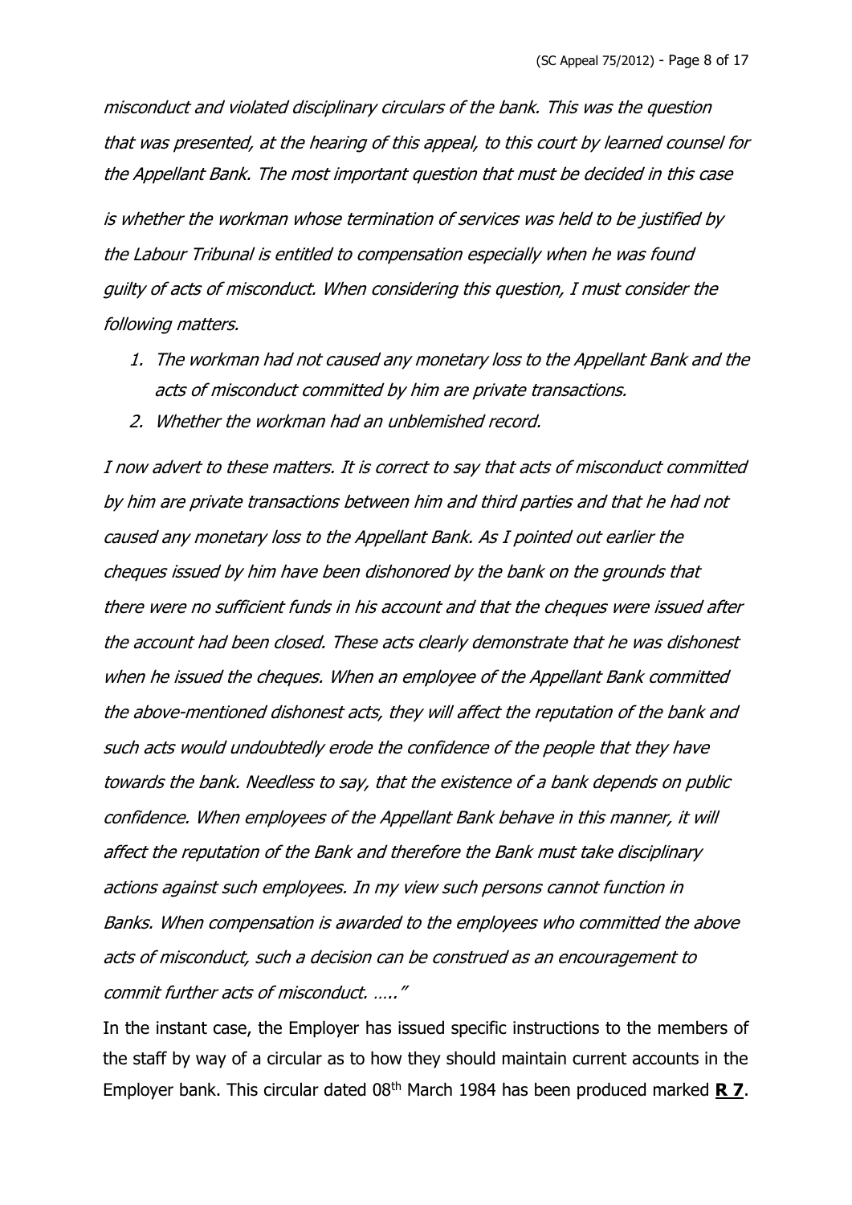*misconduct and violated disciplinary circulars of the bank. This was the question that was presented, at the hearing of this appeal, to this court by learned counsel for the Appellant Bank. The most important question that must be decided in this case is whether the workman whose termination of services was held to be justified by the Labour Tribunal is entitled to compensation especially when he was found guilty of acts of misconduct. When considering this question, I must consider the following matters.*

1. *The workman had not caused any monetary loss to the Appellant Bank and the acts of misconduct committed by him are private transactions.*
2. *Whether the workman had an unblemished record.*

*I now advert to these matters. It is correct to say that acts of misconduct committed by him are private transactions between him and third parties and that he had not caused any monetary loss to the Appellant Bank. As I pointed out earlier the cheques issued by him have been dishonored by the bank on the grounds that there were no sufficient funds in his account and that the cheques were issued after the account had been closed. These acts clearly demonstrate that he was dishonest when he issued the cheques. When an employee of the Appellant Bank committed the above-mentioned dishonest acts, they will affect the reputation of the bank and such acts would undoubtedly erode the confidence of the people that they have towards the bank. Needless to say, that the existence of a bank depends on public confidence. When employees of the Appellant Bank behave in this manner, it will affect the reputation of the Bank and therefore the Bank must take disciplinary actions against such employees. In my view such persons cannot function in Banks. When compensation is awarded to the employees who committed the above acts of misconduct, such a decision can be construed as an encouragement to commit further acts of misconduct. …..”*

In the instant case, the Employer has issued specific instructions to the members of the staff by way of a circular as to how they should maintain current accounts in the Employer bank. This circular dated 08th March 1984 has been produced marked **R 7**.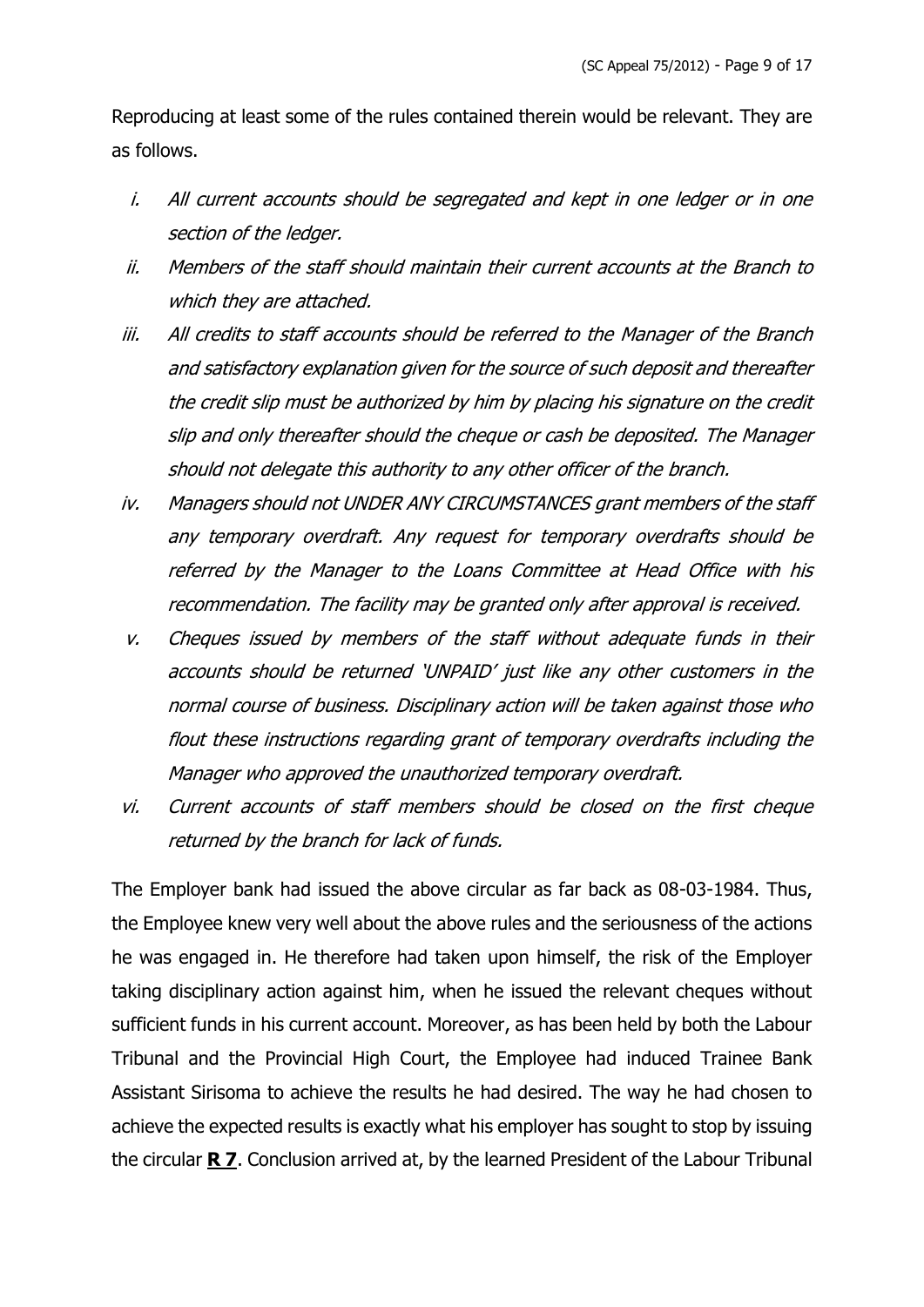Reproducing at least some of the rules contained therein would be relevant. They are as follows.

i. *All current accounts should be segregated and kept in one ledger or in one section of the ledger.*

ii. *Members of the staff should maintain their current accounts at the Branch to which they are attached.*

iii. *All credits to staff accounts should be referred to the Manager of the Branch and satisfactory explanation given for the source of such deposit and thereafter the credit slip must be authorized by him by placing his signature on the credit slip and only thereafter should the cheque or cash be deposited. The Manager should not delegate this authority to any other officer of the branch.*

iv. *Managers should not UNDER ANY CIRCUMSTANCES grant members of the staff any temporary overdraft. Any request for temporary overdrafts should be referred by the Manager to the Loans Committee at Head Office with his recommendation. The facility may be granted only after approval is received.*

v. *Cheques issued by members of the staff without adequate funds in their accounts should be returned 'UNPAID' just like any other customers in the normal course of business. Disciplinary action will be taken against those who flout these instructions regarding grant of temporary overdrafts including the Manager who approved the unauthorized temporary overdraft.*

vi. *Current accounts of staff members should be closed on the first cheque returned by the branch for lack of funds.*

The Employer bank had issued the above circular as far back as 08-03-1984. Thus, the Employee knew very well about the above rules and the seriousness of the actions he was engaged in. He therefore had taken upon himself, the risk of the Employer taking disciplinary action against him, when he issued the relevant cheques without sufficient funds in his current account. Moreover, as has been held by both the Labour Tribunal and the Provincial High Court, the Employee had induced Trainee Bank Assistant Sirisoma to achieve the results he had desired. The way he had chosen to achieve the expected results is exactly what his employer has sought to stop by issuing the circular **R 7**. Conclusion arrived at, by the learned President of the Labour Tribunal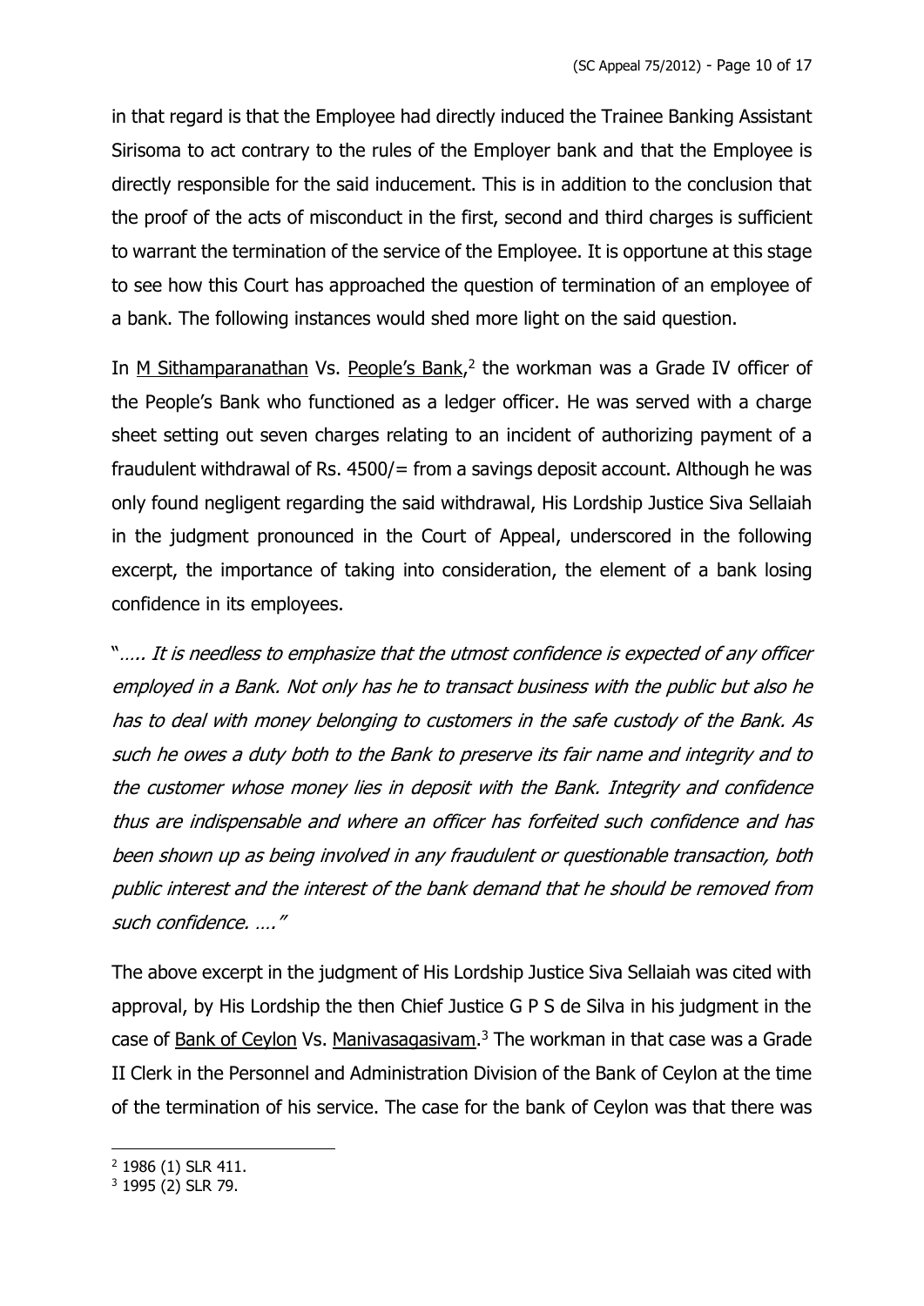in that regard is that the Employee had directly induced the Trainee Banking Assistant Sirisoma to act contrary to the rules of the Employer bank and that the Employee is directly responsible for the said inducement. This is in addition to the conclusion that the proof of the acts of misconduct in the first, second and third charges is sufficient to warrant the termination of the service of the Employee. It is opportune at this stage to see how this Court has approached the question of termination of an employee of a bank. The following instances would shed more light on the said question.

In M Sithamparanathan Vs. People's Bank,[2] the workman was a Grade IV officer of the People's Bank who functioned as a ledger officer. He was served with a charge sheet setting out seven charges relating to an incident of authorizing payment of a fraudulent withdrawal of Rs. 4500/= from a savings deposit account. Although he was only found negligent regarding the said withdrawal, His Lordship Justice Siva Sellaiah in the judgment pronounced in the Court of Appeal, underscored in the following excerpt, the importance of taking into consideration, the element of a bank losing confidence in its employees.

"*….. It is needless to emphasize that the utmost confidence is expected of any officer employed in a Bank. Not only has he to transact business with the public but also he has to deal with money belonging to customers in the safe custody of the Bank. As such he owes a duty both to the Bank to preserve its fair name and integrity and to the customer whose money lies in deposit with the Bank. Integrity and confidence thus are indispensable and where an officer has forfeited such confidence and has been shown up as being involved in any fraudulent or questionable transaction, both public interest and the interest of the bank demand that he should be removed from such confidence. ….*"

The above excerpt in the judgment of His Lordship Justice Siva Sellaiah was cited with approval, by His Lordship the then Chief Justice G P S de Silva in his judgment in the case of Bank of Ceylon Vs. Manivasagasivam.[3] The workman in that case was a Grade II Clerk in the Personnel and Administration Division of the Bank of Ceylon at the time of the termination of his service. The case for the bank of Ceylon was that there was

---

[2] 1986 (1) SLR 411.

[3] 1995 (2) SLR 79.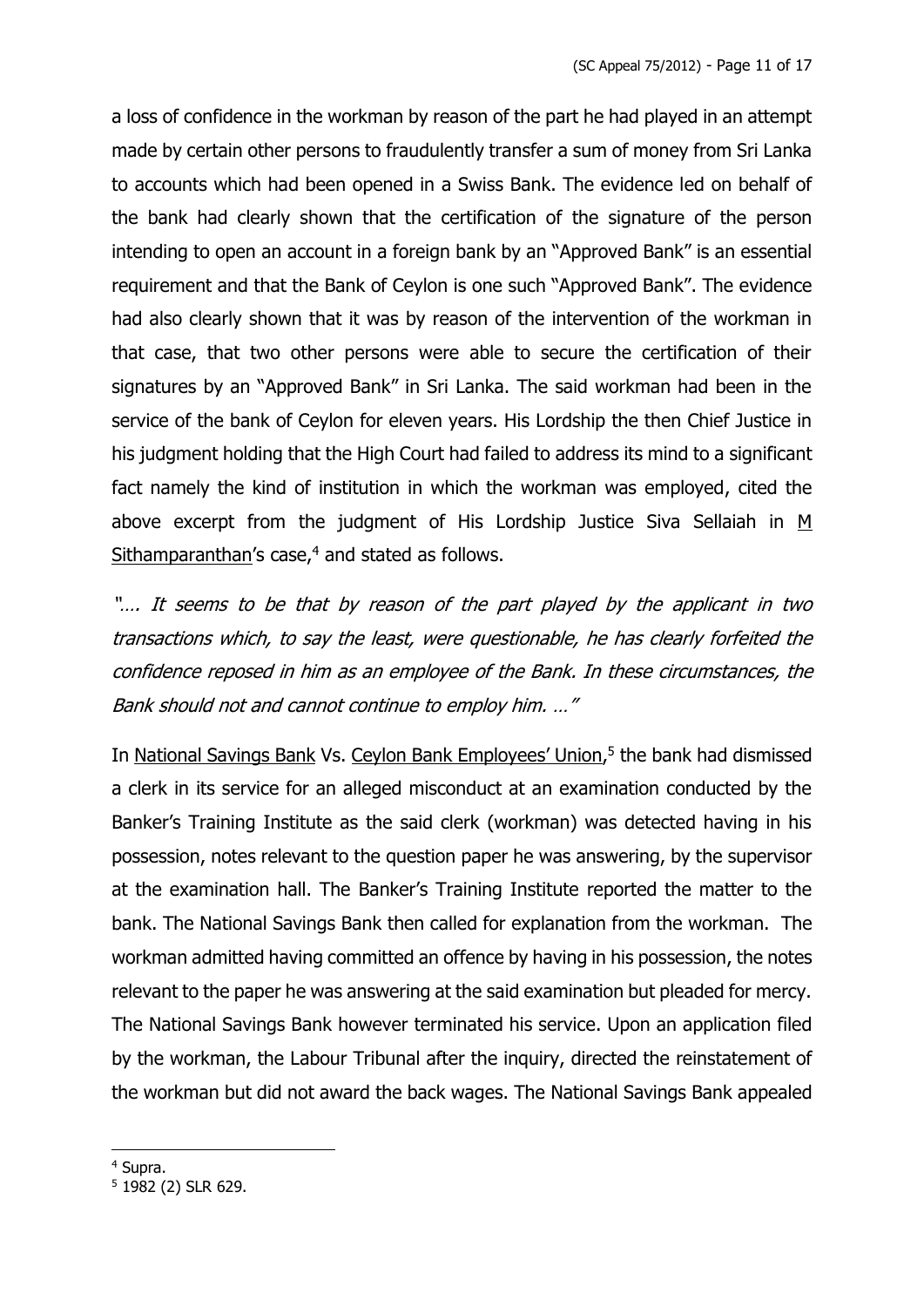a loss of confidence in the workman by reason of the part he had played in an attempt made by certain other persons to fraudulently transfer a sum of money from Sri Lanka to accounts which had been opened in a Swiss Bank. The evidence led on behalf of the bank had clearly shown that the certification of the signature of the person intending to open an account in a foreign bank by an "Approved Bank" is an essential requirement and that the Bank of Ceylon is one such "Approved Bank". The evidence had also clearly shown that it was by reason of the intervention of the workman in that case, that two other persons were able to secure the certification of their signatures by an "Approved Bank" in Sri Lanka. The said workman had been in the service of the bank of Ceylon for eleven years. His Lordship the then Chief Justice in his judgment holding that the High Court had failed to address its mind to a significant fact namely the kind of institution in which the workman was employed, cited the above excerpt from the judgment of His Lordship Justice Siva Sellaiah in M Sithamparanthan's case,[4] and stated as follows.

*"…. It seems to be that by reason of the part played by the applicant in two transactions which, to say the least, were questionable, he has clearly forfeited the confidence reposed in him as an employee of the Bank. In these circumstances, the Bank should not and cannot continue to employ him. …"*

In National Savings Bank Vs. Ceylon Bank Employees' Union,[5] the bank had dismissed a clerk in its service for an alleged misconduct at an examination conducted by the Banker's Training Institute as the said clerk (workman) was detected having in his possession, notes relevant to the question paper he was answering, by the supervisor at the examination hall. The Banker's Training Institute reported the matter to the bank. The National Savings Bank then called for explanation from the workman. The workman admitted having committed an offence by having in his possession, the notes relevant to the paper he was answering at the said examination but pleaded for mercy. The National Savings Bank however terminated his service. Upon an application filed by the workman, the Labour Tribunal after the inquiry, directed the reinstatement of the workman but did not award the back wages. The National Savings Bank appealed

[4] Supra.

[5] 1982 (2) SLR 629.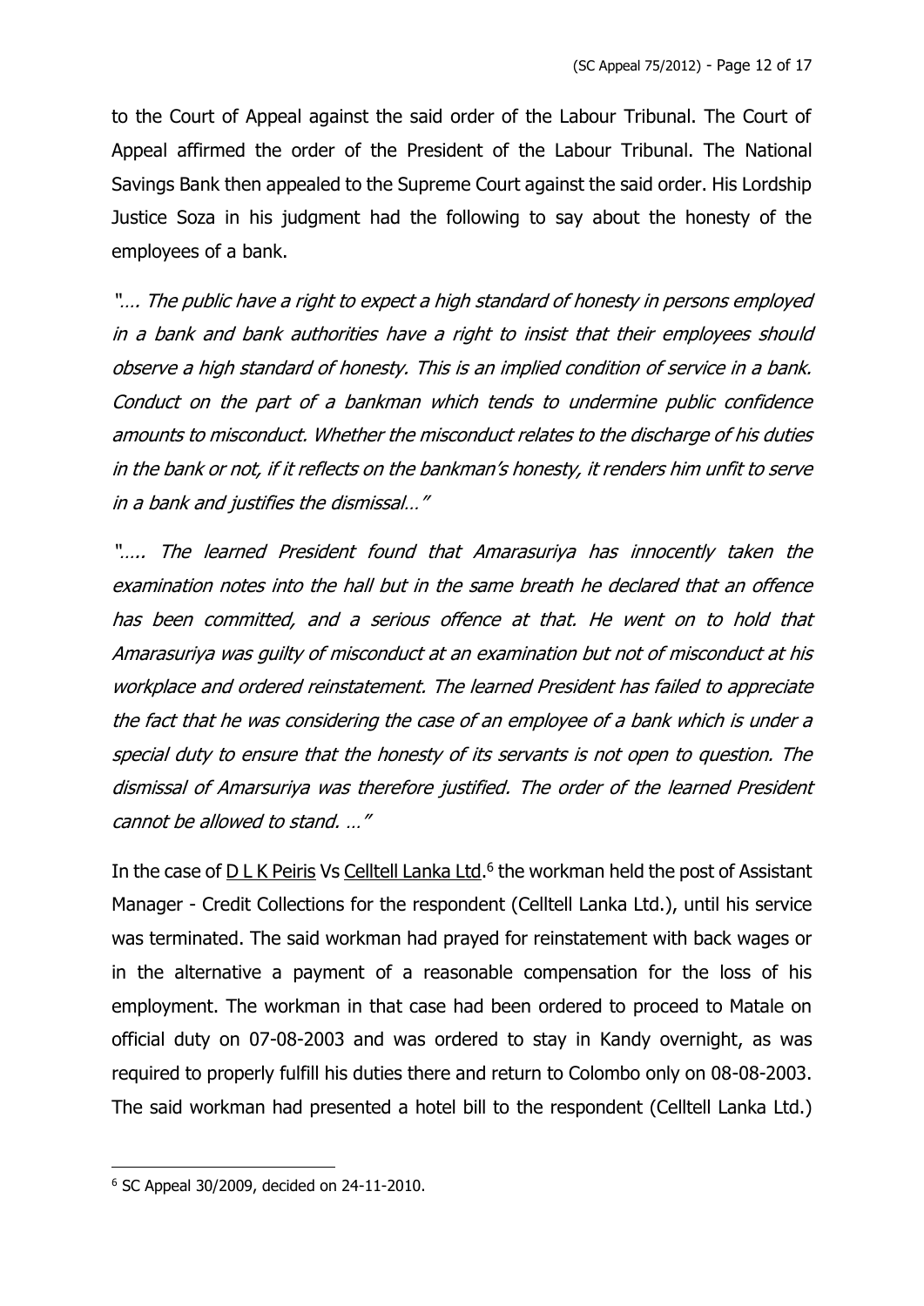to the Court of Appeal against the said order of the Labour Tribunal. The Court of Appeal affirmed the order of the President of the Labour Tribunal. The National Savings Bank then appealed to the Supreme Court against the said order. His Lordship Justice Soza in his judgment had the following to say about the honesty of the employees of a bank.

*"…. The public have a right to expect a high standard of honesty in persons employed in a bank and bank authorities have a right to insist that their employees should observe a high standard of honesty. This is an implied condition of service in a bank. Conduct on the part of a bankman which tends to undermine public confidence amounts to misconduct. Whether the misconduct relates to the discharge of his duties in the bank or not, if it reflects on the bankman's honesty, it renders him unfit to serve in a bank and justifies the dismissal…"*

*"….. The learned President found that Amarasuriya has innocently taken the examination notes into the hall but in the same breath he declared that an offence has been committed, and a serious offence at that. He went on to hold that Amarasuriya was guilty of misconduct at an examination but not of misconduct at his workplace and ordered reinstatement. The learned President has failed to appreciate the fact that he was considering the case of an employee of a bank which is under a special duty to ensure that the honesty of its servants is not open to question. The dismissal of Amarsuriya was therefore justified. The order of the learned President cannot be allowed to stand. …"*

In the case of D L K Peiris Vs Celltell Lanka Ltd.[6] the workman held the post of Assistant Manager - Credit Collections for the respondent (Celltell Lanka Ltd.), until his service was terminated. The said workman had prayed for reinstatement with back wages or in the alternative a payment of a reasonable compensation for the loss of his employment. The workman in that case had been ordered to proceed to Matale on official duty on 07-08-2003 and was ordered to stay in Kandy overnight, as was required to properly fulfill his duties there and return to Colombo only on 08-08-2003. The said workman had presented a hotel bill to the respondent (Celltell Lanka Ltd.)

---

[6] SC Appeal 30/2009, decided on 24-11-2010.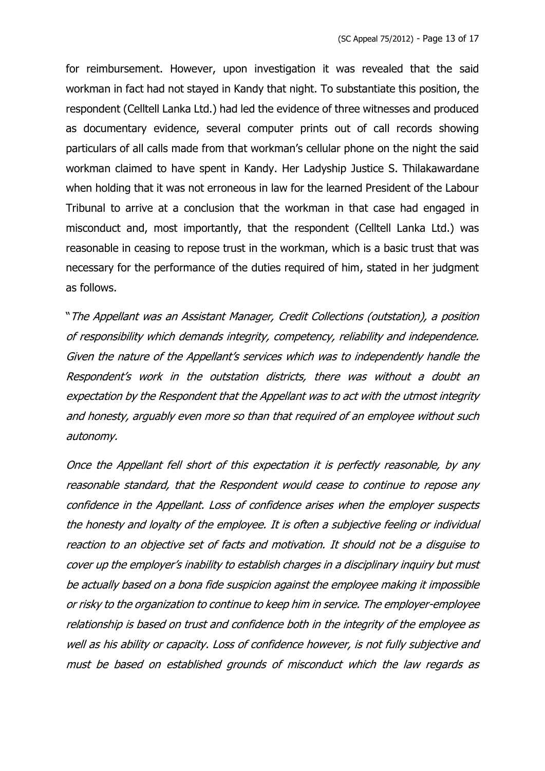for reimbursement. However, upon investigation it was revealed that the said workman in fact had not stayed in Kandy that night. To substantiate this position, the respondent (Celltell Lanka Ltd.) had led the evidence of three witnesses and produced as documentary evidence, several computer prints out of call records showing particulars of all calls made from that workman's cellular phone on the night the said workman claimed to have spent in Kandy. Her Ladyship Justice S. Thilakawardane when holding that it was not erroneous in law for the learned President of the Labour Tribunal to arrive at a conclusion that the workman in that case had engaged in misconduct and, most importantly, that the respondent (Celltell Lanka Ltd.) was reasonable in ceasing to repose trust in the workman, which is a basic trust that was necessary for the performance of the duties required of him, stated in her judgment as follows.

"*The Appellant was an Assistant Manager, Credit Collections (outstation), a position of responsibility which demands integrity, competency, reliability and independence. Given the nature of the Appellant's services which was to independently handle the Respondent's work in the outstation districts, there was without a doubt an expectation by the Respondent that the Appellant was to act with the utmost integrity and honesty, arguably even more so than that required of an employee without such autonomy.*

*Once the Appellant fell short of this expectation it is perfectly reasonable, by any reasonable standard, that the Respondent would cease to continue to repose any confidence in the Appellant. Loss of confidence arises when the employer suspects the honesty and loyalty of the employee. It is often a subjective feeling or individual reaction to an objective set of facts and motivation. It should not be a disguise to cover up the employer's inability to establish charges in a disciplinary inquiry but must be actually based on a bona fide suspicion against the employee making it impossible or risky to the organization to continue to keep him in service. The employer-employee relationship is based on trust and confidence both in the integrity of the employee as well as his ability or capacity. Loss of confidence however, is not fully subjective and must be based on established grounds of misconduct which the law regards as*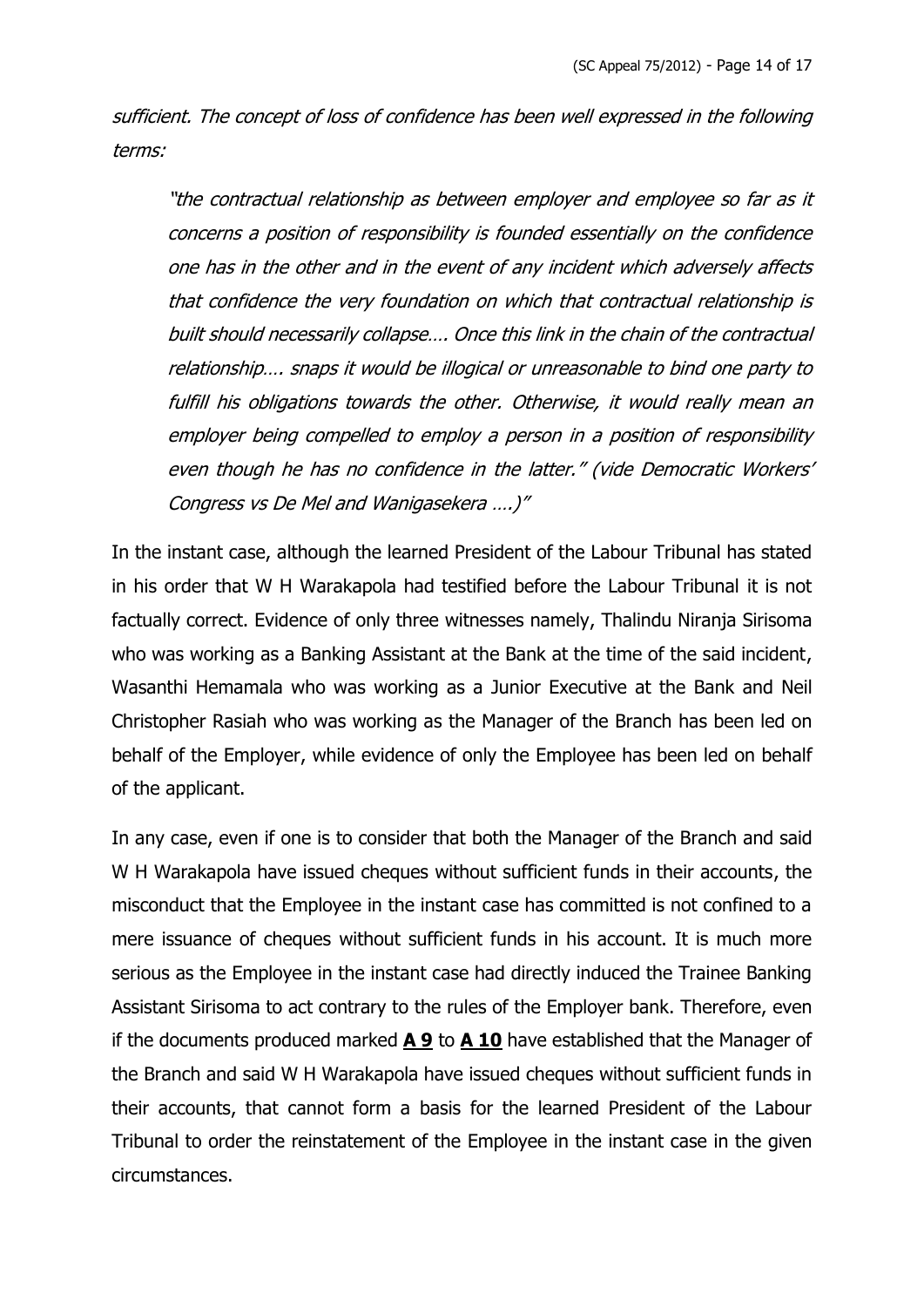*sufficient. The concept of loss of confidence has been well expressed in the following terms:*

> *"the contractual relationship as between employer and employee so far as it concerns a position of responsibility is founded essentially on the confidence one has in the other and in the event of any incident which adversely affects that confidence the very foundation on which that contractual relationship is built should necessarily collapse…. Once this link in the chain of the contractual relationship…. snaps it would be illogical or unreasonable to bind one party to fulfill his obligations towards the other. Otherwise, it would really mean an employer being compelled to employ a person in a position of responsibility even though he has no confidence in the latter." (vide Democratic Workers' Congress vs De Mel and Wanigasekera ….)"*

In the instant case, although the learned President of the Labour Tribunal has stated in his order that W H Warakapola had testified before the Labour Tribunal it is not factually correct. Evidence of only three witnesses namely, Thalindu Niranja Sirisoma who was working as a Banking Assistant at the Bank at the time of the said incident, Wasanthi Hemamala who was working as a Junior Executive at the Bank and Neil Christopher Rasiah who was working as the Manager of the Branch has been led on behalf of the Employer, while evidence of only the Employee has been led on behalf of the applicant.

In any case, even if one is to consider that both the Manager of the Branch and said W H Warakapola have issued cheques without sufficient funds in their accounts, the misconduct that the Employee in the instant case has committed is not confined to a mere issuance of cheques without sufficient funds in his account. It is much more serious as the Employee in the instant case had directly induced the Trainee Banking Assistant Sirisoma to act contrary to the rules of the Employer bank. Therefore, even if the documents produced marked **A 9** to **A 10** have established that the Manager of the Branch and said W H Warakapola have issued cheques without sufficient funds in their accounts, that cannot form a basis for the learned President of the Labour Tribunal to order the reinstatement of the Employee in the instant case in the given circumstances.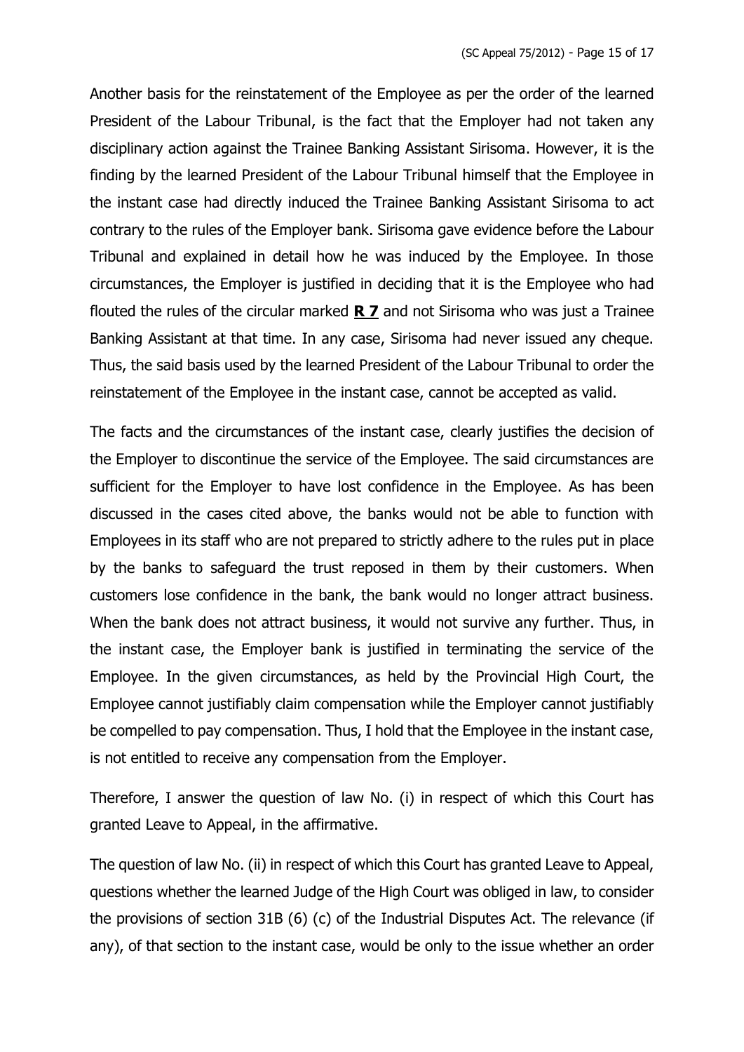Another basis for the reinstatement of the Employee as per the order of the learned President of the Labour Tribunal, is the fact that the Employer had not taken any disciplinary action against the Trainee Banking Assistant Sirisoma. However, it is the finding by the learned President of the Labour Tribunal himself that the Employee in the instant case had directly induced the Trainee Banking Assistant Sirisoma to act contrary to the rules of the Employer bank. Sirisoma gave evidence before the Labour Tribunal and explained in detail how he was induced by the Employee. In those circumstances, the Employer is justified in deciding that it is the Employee who had flouted the rules of the circular marked **R 7** and not Sirisoma who was just a Trainee Banking Assistant at that time. In any case, Sirisoma had never issued any cheque. Thus, the said basis used by the learned President of the Labour Tribunal to order the reinstatement of the Employee in the instant case, cannot be accepted as valid.

The facts and the circumstances of the instant case, clearly justifies the decision of the Employer to discontinue the service of the Employee. The said circumstances are sufficient for the Employer to have lost confidence in the Employee. As has been discussed in the cases cited above, the banks would not be able to function with Employees in its staff who are not prepared to strictly adhere to the rules put in place by the banks to safeguard the trust reposed in them by their customers. When customers lose confidence in the bank, the bank would no longer attract business. When the bank does not attract business, it would not survive any further. Thus, in the instant case, the Employer bank is justified in terminating the service of the Employee. In the given circumstances, as held by the Provincial High Court, the Employee cannot justifiably claim compensation while the Employer cannot justifiably be compelled to pay compensation. Thus, I hold that the Employee in the instant case, is not entitled to receive any compensation from the Employer.

Therefore, I answer the question of law No. (i) in respect of which this Court has granted Leave to Appeal, in the affirmative.

The question of law No. (ii) in respect of which this Court has granted Leave to Appeal, questions whether the learned Judge of the High Court was obliged in law, to consider the provisions of section 31B (6) (c) of the Industrial Disputes Act. The relevance (if any), of that section to the instant case, would be only to the issue whether an order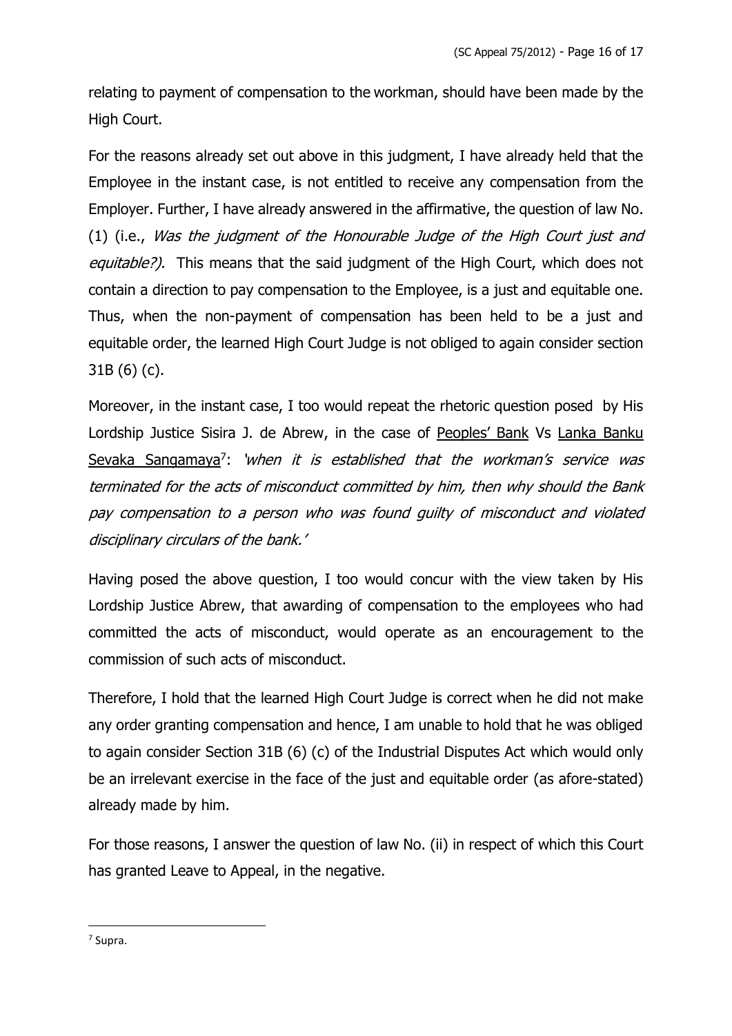relating to payment of compensation to the workman, should have been made by the High Court.

For the reasons already set out above in this judgment, I have already held that the Employee in the instant case, is not entitled to receive any compensation from the Employer. Further, I have already answered in the affirmative, the question of law No. (1) (i.e., *Was the judgment of the Honourable Judge of the High Court just and equitable?).* This means that the said judgment of the High Court, which does not contain a direction to pay compensation to the Employee, is a just and equitable one. Thus, when the non-payment of compensation has been held to be a just and equitable order, the learned High Court Judge is not obliged to again consider section 31B (6) (c).

Moreover, in the instant case, I too would repeat the rhetoric question posed by His Lordship Justice Sisira J. de Abrew, in the case of <u>Peoples' Bank</u> Vs <u>Lanka Banku Sevaka Sangamaya</u>[7]: *'when it is established that the workman's service was terminated for the acts of misconduct committed by him, then why should the Bank pay compensation to a person who was found guilty of misconduct and violated disciplinary circulars of the bank.'*

Having posed the above question, I too would concur with the view taken by His Lordship Justice Abrew, that awarding of compensation to the employees who had committed the acts of misconduct, would operate as an encouragement to the commission of such acts of misconduct.

Therefore, I hold that the learned High Court Judge is correct when he did not make any order granting compensation and hence, I am unable to hold that he was obliged to again consider Section 31B (6) (c) of the Industrial Disputes Act which would only be an irrelevant exercise in the face of the just and equitable order (as afore-stated) already made by him.

For those reasons, I answer the question of law No. (ii) in respect of which this Court has granted Leave to Appeal, in the negative.

---

[7] Supra.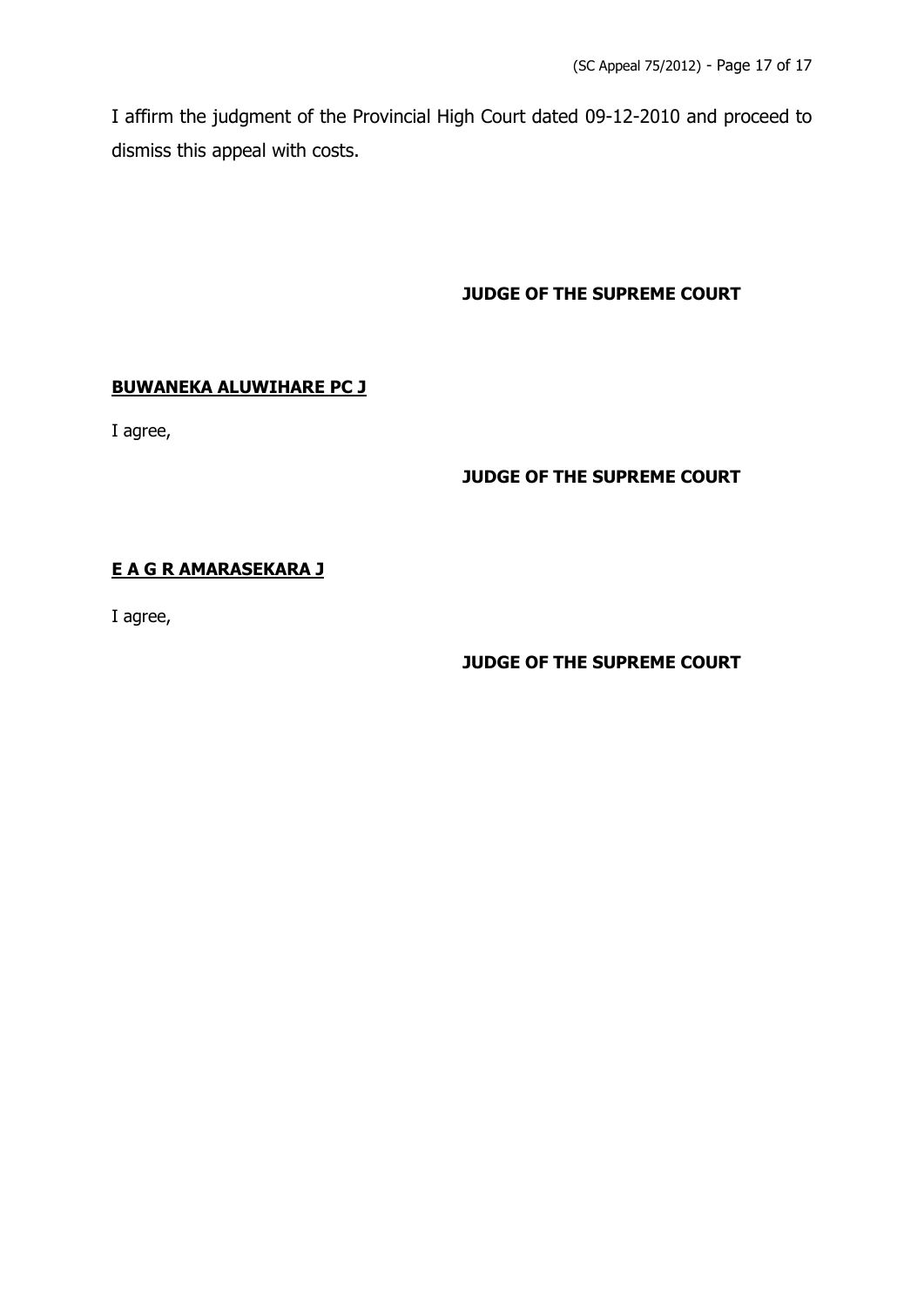I affirm the judgment of the Provincial High Court dated 09-12-2010 and proceed to dismiss this appeal with costs.

**JUDGE OF THE SUPREME COURT**

**BUWANEKA ALUWIHARE PC J**

I agree,

**JUDGE OF THE SUPREME COURT**

**E A G R AMARASEKARA J**

I agree,

**JUDGE OF THE SUPREME COURT**